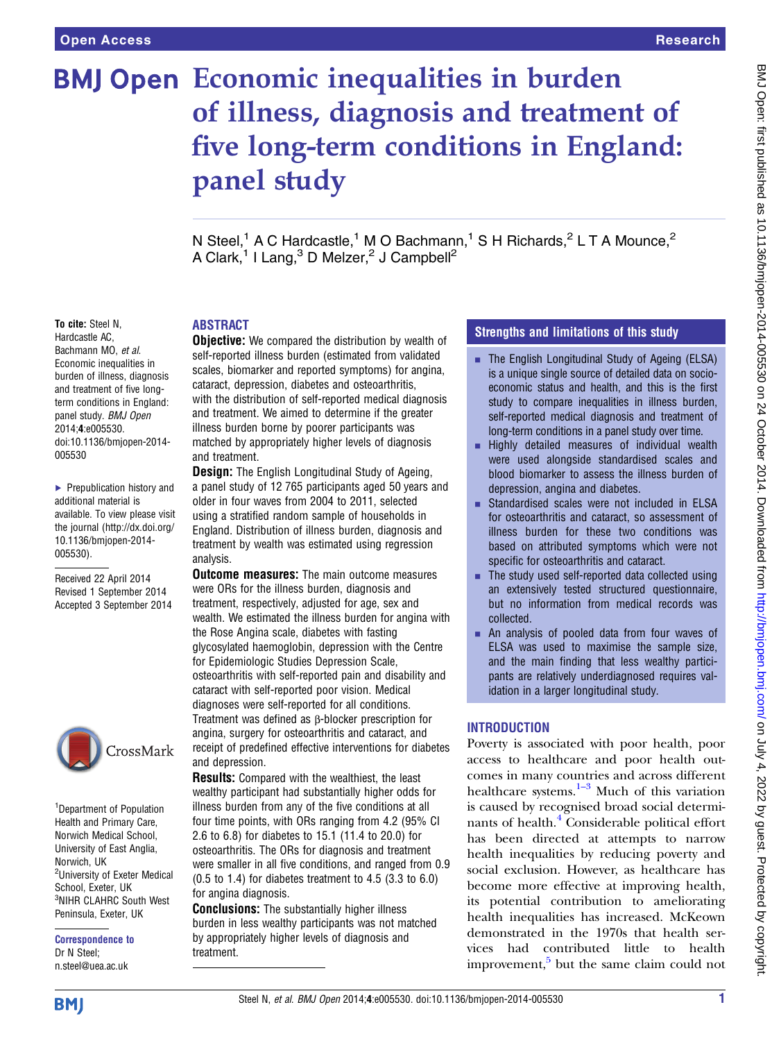# Economic inequalities in burden of illness, diagnosis and treatment of five long-term conditions in England: panel study

N Steel,[1] A C Hardcastle,[1] M O Bachmann,[1] S H Richards,[2] L T A Mounce,[2] A Clark,[1] I Lang,[3] D Melzer,[2] J Campbell[2]

**To cite:** Steel N, Hardcastle AC, Bachmann MO, *et al.* Economic inequalities in burden of illness, diagnosis and treatment of five long-term conditions in England: panel study. *BMJ Open* 2014;**4**:e005530. doi:10.1136/bmjopen-2014-005530

- Prepublication history and additional material is available. To view please visit the journal (http://dx.doi.org/10.1136/bmjopen-2014-005530).

Received 22 April 2014
Revised 1 September 2014
Accepted 3 September 2014

[1]Department of Population Health and Primary Care, Norwich Medical School, University of East Anglia, Norwich, UK
[2]University of Exeter Medical School, Exeter, UK
[3]NIHR CLAHRC South West Peninsula, Exeter, UK

**Correspondence to**
Dr N Steel;
n.steel@uea.ac.uk

## ABSTRACT

**Objective:** We compared the distribution by wealth of self-reported illness burden (estimated from validated scales, biomarker and reported symptoms) for angina, cataract, depression, diabetes and osteoarthritis, with the distribution of self-reported medical diagnosis and treatment. We aimed to determine if the greater illness burden borne by poorer participants was matched by appropriately higher levels of diagnosis and treatment.

**Design:** The English Longitudinal Study of Ageing, a panel study of 12 765 participants aged 50 years and older in four waves from 2004 to 2011, selected using a stratified random sample of households in England. Distribution of illness burden, diagnosis and treatment by wealth was estimated using regression analysis.

**Outcome measures:** The main outcome measures were ORs for the illness burden, diagnosis and treatment, respectively, adjusted for age, sex and wealth. We estimated the illness burden for angina with the Rose Angina scale, diabetes with fasting glycosylated haemoglobin, depression with the Centre for Epidemiologic Studies Depression Scale, osteoarthritis with self-reported pain and disability and cataract with self-reported poor vision. Medical diagnoses were self-reported for all conditions. Treatment was defined as β-blocker prescription for angina, surgery for osteoarthritis and cataract, and receipt of predefined effective interventions for diabetes and depression.

**Results:** Compared with the wealthiest, the least wealthy participant had substantially higher odds for illness burden from any of the five conditions at all four time points, with ORs ranging from 4.2 (95% CI 2.6 to 6.8) for diabetes to 15.1 (11.4 to 20.0) for osteoarthritis. The ORs for diagnosis and treatment were smaller in all five conditions, and ranged from 0.9 (0.5 to 1.4) for diabetes treatment to 4.5 (3.3 to 6.0) for angina diagnosis.

**Conclusions:** The substantially higher illness burden in less wealthy participants was not matched by appropriately higher levels of diagnosis and treatment.

## Strengths and limitations of this study

- The English Longitudinal Study of Ageing (ELSA) is a unique single source of detailed data on socioeconomic status and health, and this is the first study to compare inequalities in illness burden, self-reported medical diagnosis and treatment of long-term conditions in a panel study over time.
- Highly detailed measures of individual wealth were used alongside standardised scales and blood biomarker to assess the illness burden of depression, angina and diabetes.
- Standardised scales were not included in ELSA for osteoarthritis and cataract, so assessment of illness burden for these two conditions was based on attributed symptoms which were not specific for osteoarthritis and cataract.
- The study used self-reported data collected using an extensively tested structured questionnaire, but no information from medical records was collected.
- An analysis of pooled data from four waves of ELSA was used to maximise the sample size, and the main finding that less wealthy participants are relatively underdiagnosed requires validation in a larger longitudinal study.

## INTRODUCTION

Poverty is associated with poor health, poor access to healthcare and poor health outcomes in many countries and across different healthcare systems.[1–3] Much of this variation is caused by recognised broad social determinants of health.[4] Considerable political effort has been directed at attempts to narrow health inequalities by reducing poverty and social exclusion. However, as healthcare has become more effective at improving health, its potential contribution to ameliorating health inequalities has increased. McKeown demonstrated in the 1970s that health services had contributed little to health improvement,[5] but the same claim could not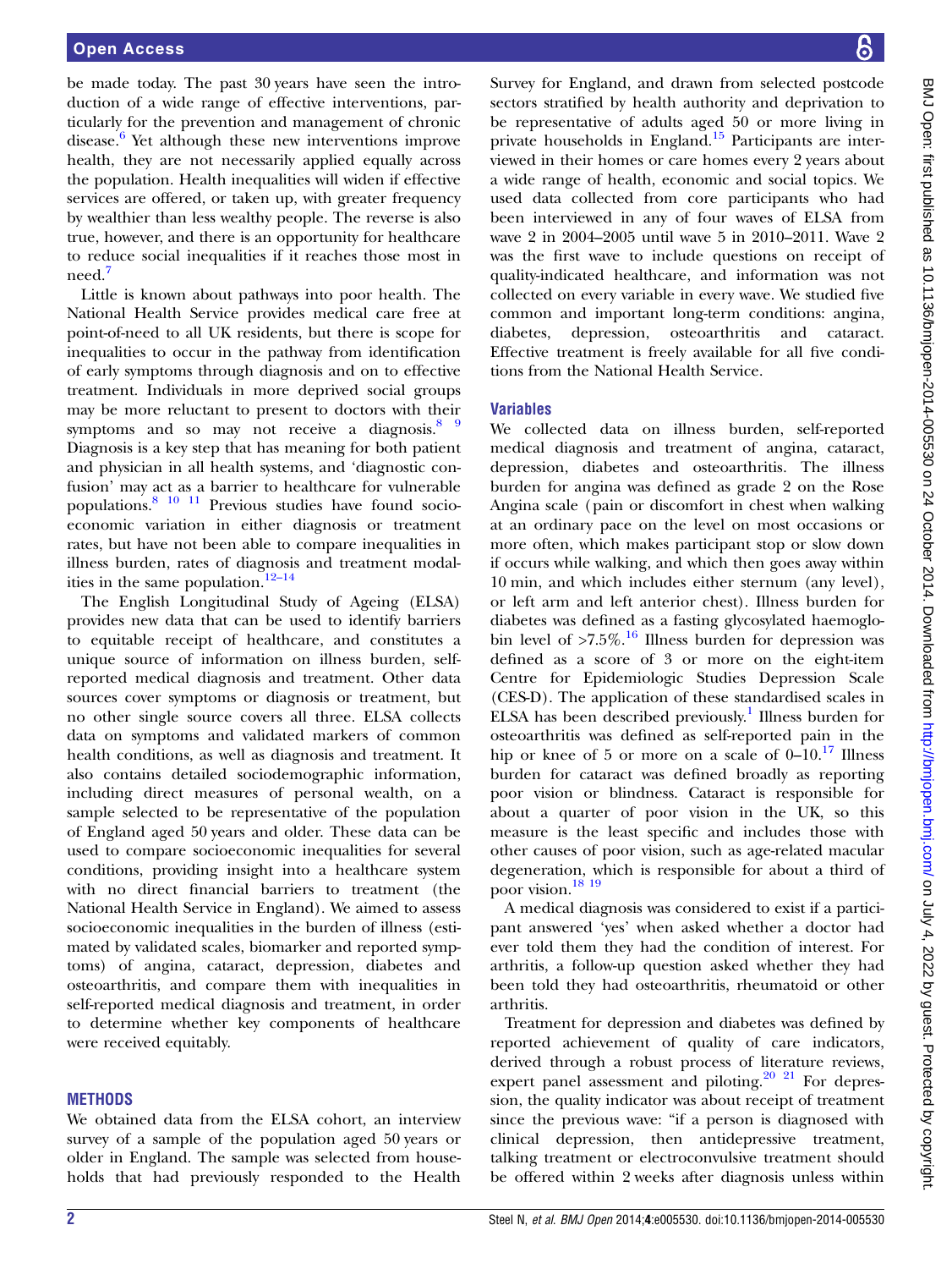be made today. The past 30 years have seen the introduction of a wide range of effective interventions, particularly for the prevention and management of chronic disease.[6] Yet although these new interventions improve health, they are not necessarily applied equally across the population. Health inequalities will widen if effective services are offered, or taken up, with greater frequency by wealthier than less wealthy people. The reverse is also true, however, and there is an opportunity for healthcare to reduce social inequalities if it reaches those most in need.[7]

Little is known about pathways into poor health. The National Health Service provides medical care free at point-of-need to all UK residents, but there is scope for inequalities to occur in the pathway from identification of early symptoms through diagnosis and on to effective treatment. Individuals in more deprived social groups may be more reluctant to present to doctors with their symptoms and so may not receive a diagnosis.[8,9] Diagnosis is a key step that has meaning for both patient and physician in all health systems, and 'diagnostic confusion' may act as a barrier to healthcare for vulnerable populations.[8,10,11] Previous studies have found socioeconomic variation in either diagnosis or treatment rates, but have not been able to compare inequalities in illness burden, rates of diagnosis and treatment modalities in the same population.[12–14]

The English Longitudinal Study of Ageing (ELSA) provides new data that can be used to identify barriers to equitable receipt of healthcare, and constitutes a unique source of information on illness burden, self-reported medical diagnosis and treatment. Other data sources cover symptoms or diagnosis or treatment, but no other single source covers all three. ELSA collects data on symptoms and validated markers of common health conditions, as well as diagnosis and treatment. It also contains detailed sociodemographic information, including direct measures of personal wealth, on a sample selected to be representative of the population of England aged 50 years and older. These data can be used to compare socioeconomic inequalities for several conditions, providing insight into a healthcare system with no direct financial barriers to treatment (the National Health Service in England). We aimed to assess socioeconomic inequalities in the burden of illness (estimated by validated scales, biomarker and reported symptoms) of angina, cataract, depression, diabetes and osteoarthritis, and compare them with inequalities in self-reported medical diagnosis and treatment, in order to determine whether key components of healthcare were received equitably.

## METHODS

We obtained data from the ELSA cohort, an interview survey of a sample of the population aged 50 years or older in England. The sample was selected from households that had previously responded to the Health Survey for England, and drawn from selected postcode sectors stratified by health authority and deprivation to be representative of adults aged 50 or more living in private households in England.[15] Participants are interviewed in their homes or care homes every 2 years about a wide range of health, economic and social topics. We used data collected from core participants who had been interviewed in any of four waves of ELSA from wave 2 in 2004–2005 until wave 5 in 2010–2011. Wave 2 was the first wave to include questions on receipt of quality-indicated healthcare, and information was not collected on every variable in every wave. We studied five common and important long-term conditions: angina, diabetes, depression, osteoarthritis and cataract. Effective treatment is freely available for all five conditions from the National Health Service.

### Variables

We collected data on illness burden, self-reported medical diagnosis and treatment of angina, cataract, depression, diabetes and osteoarthritis. The illness burden for angina was defined as grade 2 on the Rose Angina scale (pain or discomfort in chest when walking at an ordinary pace on the level on most occasions or more often, which makes participant stop or slow down if occurs while walking, and which then goes away within 10 min, and which includes either sternum (any level), or left arm and left anterior chest). Illness burden for diabetes was defined as a fasting glycosylated haemoglobin level of >7.5%.[16] Illness burden for depression was defined as a score of 3 or more on the eight-item Centre for Epidemiologic Studies Depression Scale (CES-D). The application of these standardised scales in ELSA has been described previously.[1] Illness burden for osteoarthritis was defined as self-reported pain in the hip or knee of 5 or more on a scale of 0–10.[17] Illness burden for cataract was defined broadly as reporting poor vision or blindness. Cataract is responsible for about a quarter of poor vision in the UK, so this measure is the least specific and includes those with other causes of poor vision, such as age-related macular degeneration, which is responsible for about a third of poor vision.[18,19]

A medical diagnosis was considered to exist if a participant answered 'yes' when asked whether a doctor had ever told them they had the condition of interest. For arthritis, a follow-up question asked whether they had been told they had osteoarthritis, rheumatoid or other arthritis.

Treatment for depression and diabetes was defined by reported achievement of quality of care indicators, derived through a robust process of literature reviews, expert panel assessment and piloting.[20,21] For depression, the quality indicator was about receipt of treatment since the previous wave: "if a person is diagnosed with clinical depression, then antidepressive treatment, talking treatment or electroconvulsive treatment should be offered within 2 weeks after diagnosis unless within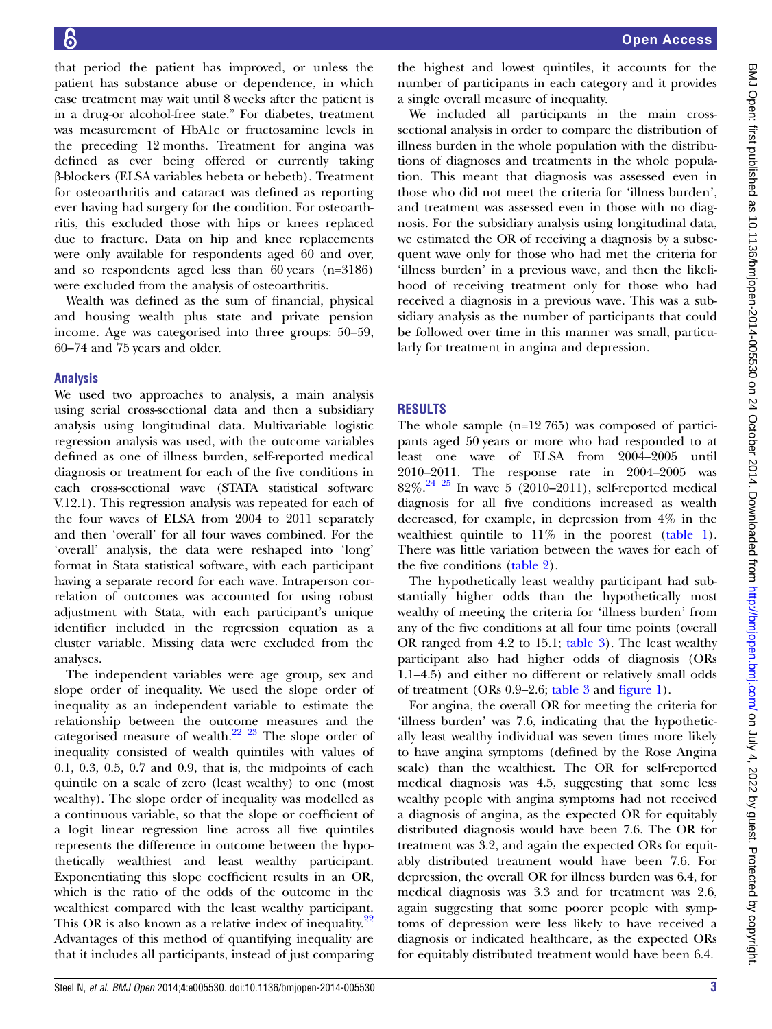that period the patient has improved, or unless the patient has substance abuse or dependence, in which case treatment may wait until 8 weeks after the patient is in a drug-or alcohol-free state." For diabetes, treatment was measurement of HbA1c or fructosamine levels in the preceding 12 months. Treatment for angina was defined as ever being offered or currently taking β-blockers (ELSA variables hebeta or hebetb). Treatment for osteoarthritis and cataract was defined as reporting ever having had surgery for the condition. For osteoarthritis, this excluded those with hips or knees replaced due to fracture. Data on hip and knee replacements were only available for respondents aged 60 and over, and so respondents aged less than 60 years (n=3186) were excluded from the analysis of osteoarthritis.

Wealth was defined as the sum of financial, physical and housing wealth plus state and private pension income. Age was categorised into three groups: 50–59, 60–74 and 75 years and older.

### Analysis

We used two approaches to analysis, a main analysis using serial cross-sectional data and then a subsidiary analysis using longitudinal data. Multivariable logistic regression analysis was used, with the outcome variables defined as one of illness burden, self-reported medical diagnosis or treatment for each of the five conditions in each cross-sectional wave (STATA statistical software V.12.1). This regression analysis was repeated for each of the four waves of ELSA from 2004 to 2011 separately and then 'overall' for all four waves combined. For the 'overall' analysis, the data were reshaped into 'long' format in Stata statistical software, with each participant having a separate record for each wave. Intraperson correlation of outcomes was accounted for using robust adjustment with Stata, with each participant's unique identifier included in the regression equation as a cluster variable. Missing data were excluded from the analyses.

The independent variables were age group, sex and slope order of inequality. We used the slope order of inequality as an independent variable to estimate the relationship between the outcome measures and the categorised measure of wealth.[22 23] The slope order of inequality consisted of wealth quintiles with values of 0.1, 0.3, 0.5, 0.7 and 0.9, that is, the midpoints of each quintile on a scale of zero (least wealthy) to one (most wealthy). The slope order of inequality was modelled as a continuous variable, so that the slope or coefficient of a logit linear regression line across all five quintiles represents the difference in outcome between the hypothetically wealthiest and least wealthy participant. Exponentiating this slope coefficient results in an OR, which is the ratio of the odds of the outcome in the wealthiest compared with the least wealthy participant. This OR is also known as a relative index of inequality.[22] Advantages of this method of quantifying inequality are that it includes all participants, instead of just comparing the highest and lowest quintiles, it accounts for the number of participants in each category and it provides a single overall measure of inequality.

We included all participants in the main cross-sectional analysis in order to compare the distribution of illness burden in the whole population with the distributions of diagnoses and treatments in the whole population. This meant that diagnosis was assessed even in those who did not meet the criteria for 'illness burden', and treatment was assessed even in those with no diagnosis. For the subsidiary analysis using longitudinal data, we estimated the OR of receiving a diagnosis by a subsequent wave only for those who had met the criteria for 'illness burden' in a previous wave, and then the likelihood of receiving treatment only for those who had received a diagnosis in a previous wave. This was a subsidiary analysis as the number of participants that could be followed over time in this manner was small, particularly for treatment in angina and depression.

## RESULTS

The whole sample (n=12 765) was composed of participants aged 50 years or more who had responded to at least one wave of ELSA from 2004–2005 until 2010–2011. The response rate in 2004–2005 was 82%.[24 25] In wave 5 (2010–2011), self-reported medical diagnosis for all five conditions increased as wealth decreased, for example, in depression from 4% in the wealthiest quintile to 11% in the poorest (table 1). There was little variation between the waves for each of the five conditions (table 2).

The hypothetically least wealthy participant had substantially higher odds than the hypothetically most wealthy of meeting the criteria for 'illness burden' from any of the five conditions at all four time points (overall OR ranged from 4.2 to 15.1; table 3). The least wealthy participant also had higher odds of diagnosis (ORs 1.1–4.5) and either no different or relatively small odds of treatment (ORs 0.9–2.6; table 3 and figure 1).

For angina, the overall OR for meeting the criteria for 'illness burden' was 7.6, indicating that the hypothetically least wealthy individual was seven times more likely to have angina symptoms (defined by the Rose Angina scale) than the wealthiest. The OR for self-reported medical diagnosis was 4.5, suggesting that some less wealthy people with angina symptoms had not received a diagnosis of angina, as the expected OR for equitably distributed diagnosis would have been 7.6. The OR for treatment was 3.2, and again the expected ORs for equitably distributed treatment would have been 7.6. For depression, the overall OR for illness burden was 6.4, for medical diagnosis was 3.3 and for treatment was 2.6, again suggesting that some poorer people with symptoms of depression were less likely to have received a diagnosis or indicated healthcare, as the expected ORs for equitably distributed treatment would have been 6.4.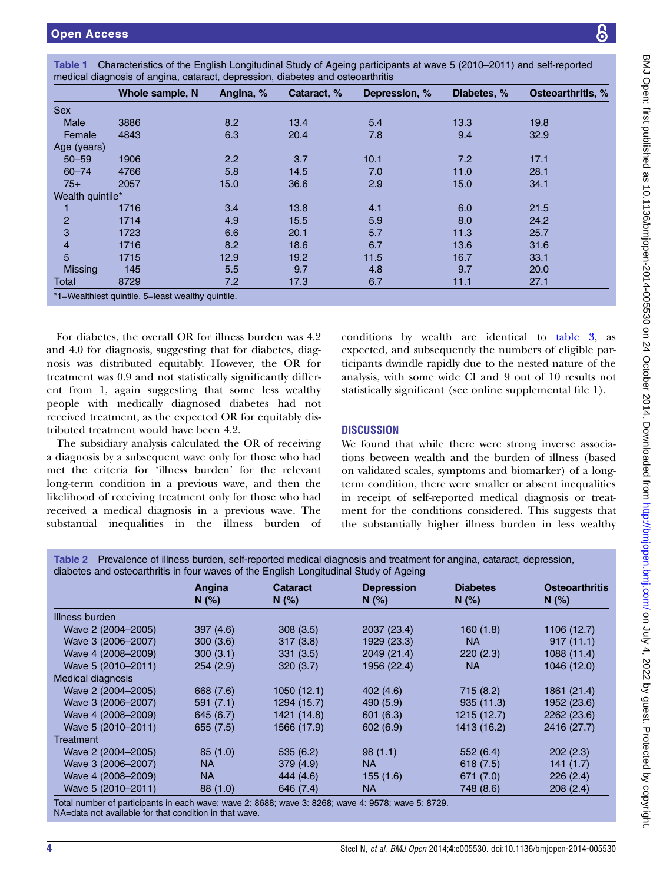Table 1 Characteristics of the English Longitudinal Study of Ageing participants at wave 5 (2010–2011) and self-reported medical diagnosis of angina, cataract, depression, diabetes and osteoarthritis

| | Whole sample, N | Angina, % | Cataract, % | Depression, % | Diabetes, % | Osteoarthritis, % |
|---|---|---|---|---|---|---|
| Sex | | | | | | |
| Male | 3886 | 8.2 | 13.4 | 5.4 | 13.3 | 19.8 |
| Female | 4843 | 6.3 | 20.4 | 7.8 | 9.4 | 32.9 |
| Age (years) | | | | | | |
| 50–59 | 1906 | 2.2 | 3.7 | 10.1 | 7.2 | 17.1 |
| 60–74 | 4766 | 5.8 | 14.5 | 7.0 | 11.0 | 28.1 |
| 75+ | 2057 | 15.0 | 36.6 | 2.9 | 15.0 | 34.1 |
| Wealth quintile* | | | | | | |
| 1 | 1716 | 3.4 | 13.8 | 4.1 | 6.0 | 21.5 |
| 2 | 1714 | 4.9 | 15.5 | 5.9 | 8.0 | 24.2 |
| 3 | 1723 | 6.6 | 20.1 | 5.7 | 11.3 | 25.7 |
| 4 | 1716 | 8.2 | 18.6 | 6.7 | 13.6 | 31.6 |
| 5 | 1715 | 12.9 | 19.2 | 11.5 | 16.7 | 33.1 |
| Missing | 145 | 5.5 | 9.7 | 4.8 | 9.7 | 20.0 |
| Total | 8729 | 7.2 | 17.3 | 6.7 | 11.1 | 27.1 |

*1=Wealthiest quintile, 5=least wealthy quintile.

For diabetes, the overall OR for illness burden was 4.2 and 4.0 for diagnosis, suggesting that for diabetes, diagnosis was distributed equitably. However, the OR for treatment was 0.9 and not statistically significantly different from 1, again suggesting that some less wealthy people with medically diagnosed diabetes had not received treatment, as the expected OR for equitably distributed treatment would have been 4.2.

The subsidiary analysis calculated the OR of receiving a diagnosis by a subsequent wave only for those who had met the criteria for 'illness burden' for the relevant long-term condition in a previous wave, and then the likelihood of receiving treatment only for those who had received a medical diagnosis in a previous wave. The substantial inequalities in the illness burden of conditions by wealth are identical to table 3, as expected, and subsequently the numbers of eligible participants dwindle rapidly due to the nested nature of the analysis, with some wide CI and 9 out of 10 results not statistically significant (see online supplemental file 1).

## DISCUSSION

We found that while there were strong inverse associations between wealth and the burden of illness (based on validated scales, symptoms and biomarker) of a long-term condition, there were smaller or absent inequalities in receipt of self-reported medical diagnosis or treatment for the conditions considered. This suggests that the substantially higher illness burden in less wealthy

Table 2 Prevalence of illness burden, self-reported medical diagnosis and treatment for angina, cataract, depression, diabetes and osteoarthritis in four waves of the English Longitudinal Study of Ageing

| | Angina N (%) | Cataract N (%) | Depression N (%) | Diabetes N (%) | Osteoarthritis N (%) |
|---|---|---|---|---|---|
| Illness burden | | | | | |
| Wave 2 (2004–2005) | 397 (4.6) | 308 (3.5) | 2037 (23.4) | 160 (1.8) | 1106 (12.7) |
| Wave 3 (2006–2007) | 300 (3.6) | 317 (3.8) | 1929 (23.3) | NA | 917 (11.1) |
| Wave 4 (2008–2009) | 300 (3.1) | 331 (3.5) | 2049 (21.4) | 220 (2.3) | 1088 (11.4) |
| Wave 5 (2010–2011) | 254 (2.9) | 320 (3.7) | 1956 (22.4) | NA | 1046 (12.0) |
| Medical diagnosis | | | | | |
| Wave 2 (2004–2005) | 668 (7.6) | 1050 (12.1) | 402 (4.6) | 715 (8.2) | 1861 (21.4) |
| Wave 3 (2006–2007) | 591 (7.1) | 1294 (15.7) | 490 (5.9) | 935 (11.3) | 1952 (23.6) |
| Wave 4 (2008–2009) | 645 (6.7) | 1421 (14.8) | 601 (6.3) | 1215 (12.7) | 2262 (23.6) |
| Wave 5 (2010–2011) | 655 (7.5) | 1566 (17.9) | 602 (6.9) | 1413 (16.2) | 2416 (27.7) |
| Treatment | | | | | |
| Wave 2 (2004–2005) | 85 (1.0) | 535 (6.2) | 98 (1.1) | 552 (6.4) | 202 (2.3) |
| Wave 3 (2006–2007) | NA | 379 (4.9) | NA | 618 (7.5) | 141 (1.7) |
| Wave 4 (2008–2009) | NA | 444 (4.6) | 155 (1.6) | 671 (7.0) | 226 (2.4) |
| Wave 5 (2010–2011) | 88 (1.0) | 646 (7.4) | NA | 748 (8.6) | 208 (2.4) |

Total number of participants in each wave: wave 2: 8688; wave 3: 8268; wave 4: 9578; wave 5: 8729.
NA=data not available for that condition in that wave.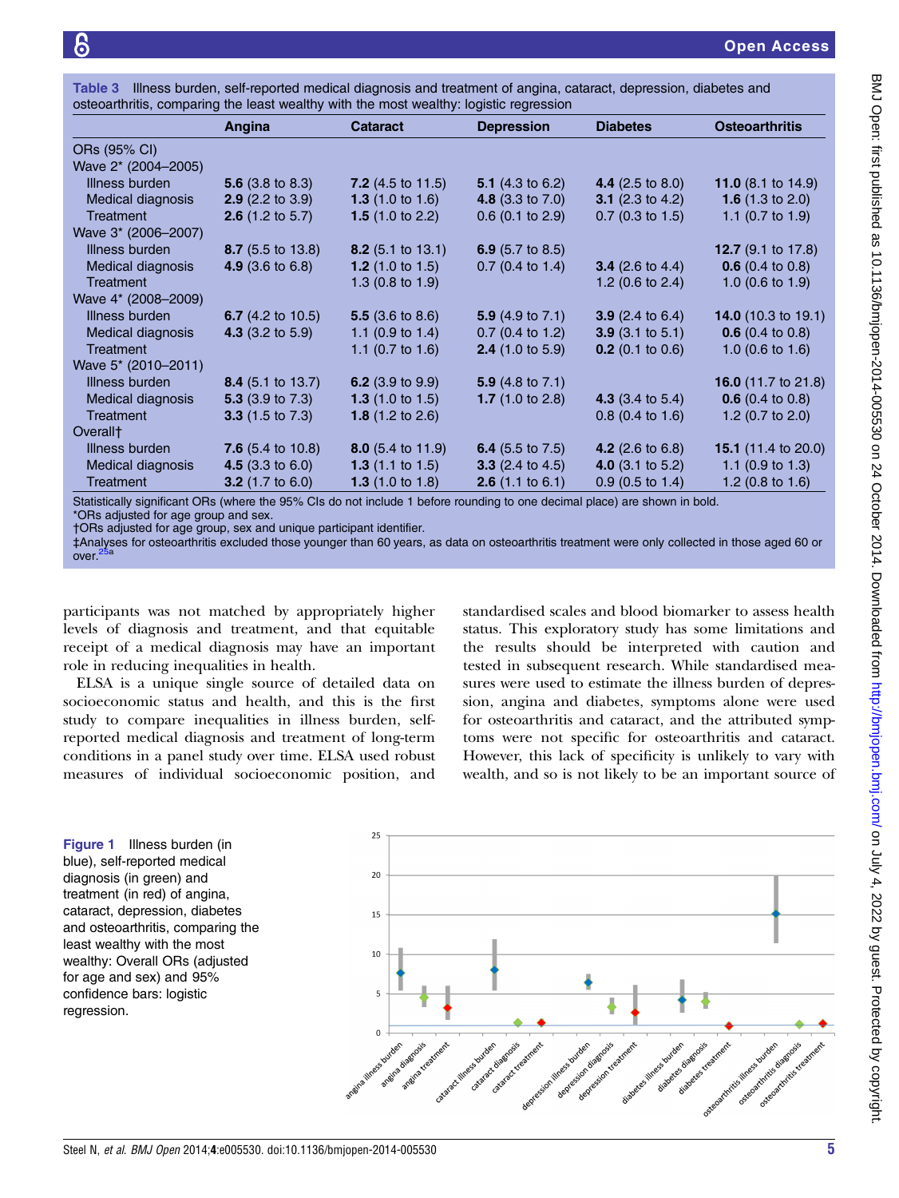**Table 3** Illness burden, self-reported medical diagnosis and treatment of angina, cataract, depression, diabetes and osteoarthritis, comparing the least wealthy with the most wealthy: logistic regression

| | Angina | Cataract | Depression | Diabetes | Osteoarthritis |
|---|---|---|---|---|---|
| ORs (95% CI) | | | | | |
| Wave 2* (2004–2005) | | | | | |
| Illness burden | **5.6** (3.8 to 8.3) | **7.2** (4.5 to 11.5) | **5.1** (4.3 to 6.2) | **4.4** (2.5 to 8.0) | **11.0** (8.1 to 14.9) |
| Medical diagnosis | **2.9** (2.2 to 3.9) | **1.3** (1.0 to 1.6) | **4.8** (3.3 to 7.0) | **3.1** (2.3 to 4.2) | **1.6** (1.3 to 2.0) |
| Treatment | **2.6** (1.2 to 5.7) | **1.5** (1.0 to 2.2) | 0.6 (0.1 to 2.9) | 0.7 (0.3 to 1.5) | 1.1 (0.7 to 1.9) |
| Wave 3* (2006–2007) | | | | | |
| Illness burden | **8.7** (5.5 to 13.8) | **8.2** (5.1 to 13.1) | **6.9** (5.7 to 8.5) | | **12.7** (9.1 to 17.8) |
| Medical diagnosis | **4.9** (3.6 to 6.8) | **1.2** (1.0 to 1.5) | 0.7 (0.4 to 1.4) | **3.4** (2.6 to 4.4) | **0.6** (0.4 to 0.8) |
| Treatment | | 1.3 (0.8 to 1.9) | | 1.2 (0.6 to 2.4) | 1.0 (0.6 to 1.9) |
| Wave 4* (2008–2009) | | | | | |
| Illness burden | **6.7** (4.2 to 10.5) | **5.5** (3.6 to 8.6) | **5.9** (4.9 to 7.1) | **3.9** (2.4 to 6.4) | **14.0** (10.3 to 19.1) |
| Medical diagnosis | **4.3** (3.2 to 5.9) | 1.1 (0.9 to 1.4) | 0.7 (0.4 to 1.2) | **3.9** (3.1 to 5.1) | **0.6** (0.4 to 0.8) |
| Treatment | | 1.1 (0.7 to 1.6) | **2.4** (1.0 to 5.9) | **0.2** (0.1 to 0.6) | 1.0 (0.6 to 1.6) |
| Wave 5* (2010–2011) | | | | | |
| Illness burden | **8.4** (5.1 to 13.7) | **6.2** (3.9 to 9.9) | **5.9** (4.8 to 7.1) | | **16.0** (11.7 to 21.8) |
| Medical diagnosis | **5.3** (3.9 to 7.3) | **1.3** (1.0 to 1.5) | **1.7** (1.0 to 2.8) | **4.3** (3.4 to 5.4) | **0.6** (0.4 to 0.8) |
| Treatment | **3.3** (1.5 to 7.3) | **1.8** (1.2 to 2.6) | | 0.8 (0.4 to 1.6) | 1.2 (0.7 to 2.0) |
| Overall† | | | | | |
| Illness burden | **7.6** (5.4 to 10.8) | **8.0** (5.4 to 11.9) | **6.4** (5.5 to 7.5) | **4.2** (2.6 to 6.8) | **15.1** (11.4 to 20.0) |
| Medical diagnosis | **4.5** (3.3 to 6.0) | **1.3** (1.1 to 1.5) | **3.3** (2.4 to 4.5) | **4.0** (3.1 to 5.2) | 1.1 (0.9 to 1.3) |
| Treatment | **3.2** (1.7 to 6.0) | **1.3** (1.0 to 1.8) | **2.6** (1.1 to 6.1) | 0.9 (0.5 to 1.4) | 1.2 (0.8 to 1.6) |

Statistically significant ORs (where the 95% CIs do not include 1 before rounding to one decimal place) are shown in bold.
*ORs adjusted for age group and sex.
†ORs adjusted for age group, sex and unique participant identifier.
‡Analyses for osteoarthritis excluded those younger than 60 years, as data on osteoarthritis treatment were only collected in those aged 60 or over.[25a]

participants was not matched by appropriately higher levels of diagnosis and treatment, and that equitable receipt of a medical diagnosis may have an important role in reducing inequalities in health.

ELSA is a unique single source of detailed data on socioeconomic status and health, and this is the first study to compare inequalities in illness burden, self-reported medical diagnosis and treatment of long-term conditions in a panel study over time. ELSA used robust measures of individual socioeconomic position, and standardised scales and blood biomarker to assess health status. This exploratory study has some limitations and the results should be interpreted with caution and tested in subsequent research. While standardised measures were used to estimate the illness burden of depression, angina and diabetes, symptoms alone were used for osteoarthritis and cataract, and the attributed symptoms were not specific for osteoarthritis and cataract. However, this lack of specificity is unlikely to vary with wealth, and so is not likely to be an important source of

**Figure 1** Illness burden (in blue), self-reported medical diagnosis (in green) and treatment (in red) of angina, cataract, depression, diabetes and osteoarthritis, comparing the least wealthy with the most wealthy: Overall ORs (adjusted for age and sex) and 95% confidence bars: logistic regression.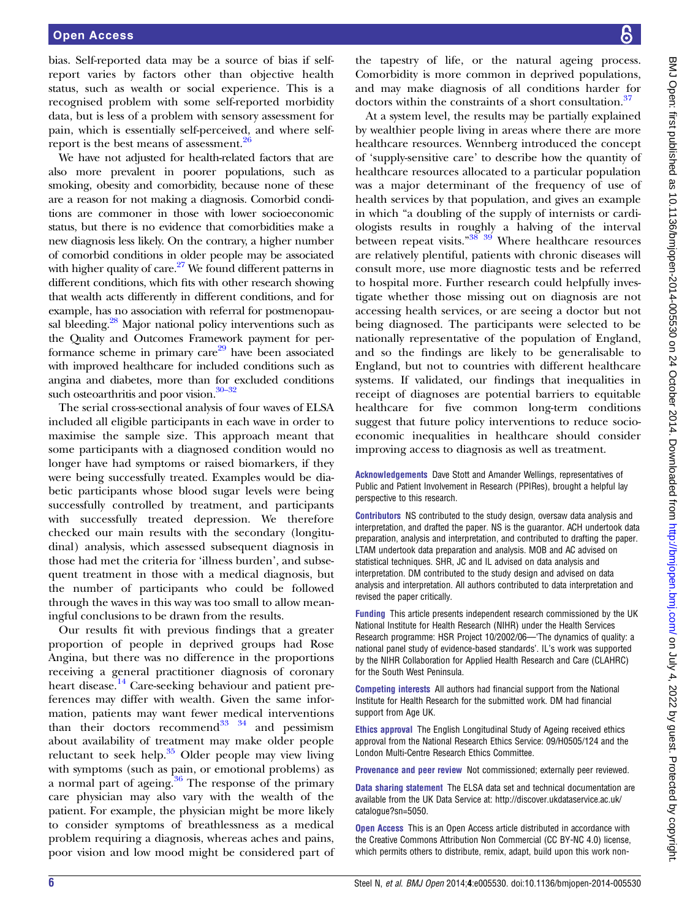bias. Self-reported data may be a source of bias if self-report varies by factors other than objective health status, such as wealth or social experience. This is a recognised problem with some self-reported morbidity data, but is less of a problem with sensory assessment for pain, which is essentially self-perceived, and where self-report is the best means of assessment.[26]

We have not adjusted for health-related factors that are also more prevalent in poorer populations, such as smoking, obesity and comorbidity, because none of these are a reason for not making a diagnosis. Comorbid conditions are commoner in those with lower socioeconomic status, but there is no evidence that comorbidities make a new diagnosis less likely. On the contrary, a higher number of comorbid conditions in older people may be associated with higher quality of care.[27] We found different patterns in different conditions, which fits with other research showing that wealth acts differently in different conditions, and for example, has no association with referral for postmenopausal bleeding.[28] Major national policy interventions such as the Quality and Outcomes Framework payment for performance scheme in primary care[29] have been associated with improved healthcare for included conditions such as angina and diabetes, more than for excluded conditions such osteoarthritis and poor vision.[30–32]

The serial cross-sectional analysis of four waves of ELSA included all eligible participants in each wave in order to maximise the sample size. This approach meant that some participants with a diagnosed condition would no longer have had symptoms or raised biomarkers, if they were being successfully treated. Examples would be diabetic participants whose blood sugar levels were being successfully controlled by treatment, and participants with successfully treated depression. We therefore checked our main results with the secondary (longitudinal) analysis, which assessed subsequent diagnosis in those had met the criteria for 'illness burden', and subsequent treatment in those with a medical diagnosis, but the number of participants who could be followed through the waves in this way was too small to allow meaningful conclusions to be drawn from the results.

Our results fit with previous findings that a greater proportion of people in deprived groups had Rose Angina, but there was no difference in the proportions receiving a general practitioner diagnosis of coronary heart disease.[14] Care-seeking behaviour and patient preferences may differ with wealth. Given the same information, patients may want fewer medical interventions than their doctors recommend[33 34] and pessimism about availability of treatment may make older people reluctant to seek help.[35] Older people may view living with symptoms (such as pain, or emotional problems) as a normal part of ageing.[36] The response of the primary care physician may also vary with the wealth of the patient. For example, the physician might be more likely to consider symptoms of breathlessness as a medical problem requiring a diagnosis, whereas aches and pains, poor vision and low mood might be considered part of the tapestry of life, or the natural ageing process. Comorbidity is more common in deprived populations, and may make diagnosis of all conditions harder for doctors within the constraints of a short consultation.[37]

At a system level, the results may be partially explained by wealthier people living in areas where there are more healthcare resources. Wennberg introduced the concept of 'supply-sensitive care' to describe how the quantity of healthcare resources allocated to a particular population was a major determinant of the frequency of use of health services by that population, and gives an example in which "a doubling of the supply of internists or cardiologists results in roughly a halving of the interval between repeat visits."[38 39] Where healthcare resources are relatively plentiful, patients with chronic diseases will consult more, use more diagnostic tests and be referred to hospital more. Further research could helpfully investigate whether those missing out on diagnosis are not accessing health services, or are seeing a doctor but not being diagnosed. The participants were selected to be nationally representative of the population of England, and so the findings are likely to be generalisable to England, but not to countries with different healthcare systems. If validated, our findings that inequalities in receipt of diagnoses are potential barriers to equitable healthcare for five common long-term conditions suggest that future policy interventions to reduce socioeconomic inequalities in healthcare should consider improving access to diagnosis as well as treatment.

**Acknowledgements** Dave Stott and Amander Wellings, representatives of Public and Patient Involvement in Research (PPIRes), brought a helpful lay perspective to this research.

**Contributors** NS contributed to the study design, oversaw data analysis and interpretation, and drafted the paper. NS is the guarantor. ACH undertook data preparation, analysis and interpretation, and contributed to drafting the paper. LTAM undertook data preparation and analysis. MOB and AC advised on statistical techniques. SHR, JC and IL advised on data analysis and interpretation. DM contributed to the study design and advised on data analysis and interpretation. All authors contributed to data interpretation and revised the paper critically.

**Funding** This article presents independent research commissioned by the UK National Institute for Health Research (NIHR) under the Health Services Research programme: HSR Project 10/2002/06—'The dynamics of quality: a national panel study of evidence-based standards'. IL's work was supported by the NIHR Collaboration for Applied Health Research and Care (CLAHRC) for the South West Peninsula.

**Competing interests** All authors had financial support from the National Institute for Health Research for the submitted work. DM had financial support from Age UK.

**Ethics approval** The English Longitudinal Study of Ageing received ethics approval from the National Research Ethics Service: 09/H0505/124 and the London Multi-Centre Research Ethics Committee.

**Provenance and peer review** Not commissioned; externally peer reviewed.

**Data sharing statement** The ELSA data set and technical documentation are available from the UK Data Service at: http://discover.ukdataservice.ac.uk/catalogue?sn=5050.

**Open Access** This is an Open Access article distributed in accordance with the Creative Commons Attribution Non Commercial (CC BY-NC 4.0) license, which permits others to distribute, remix, adapt, build upon this work non-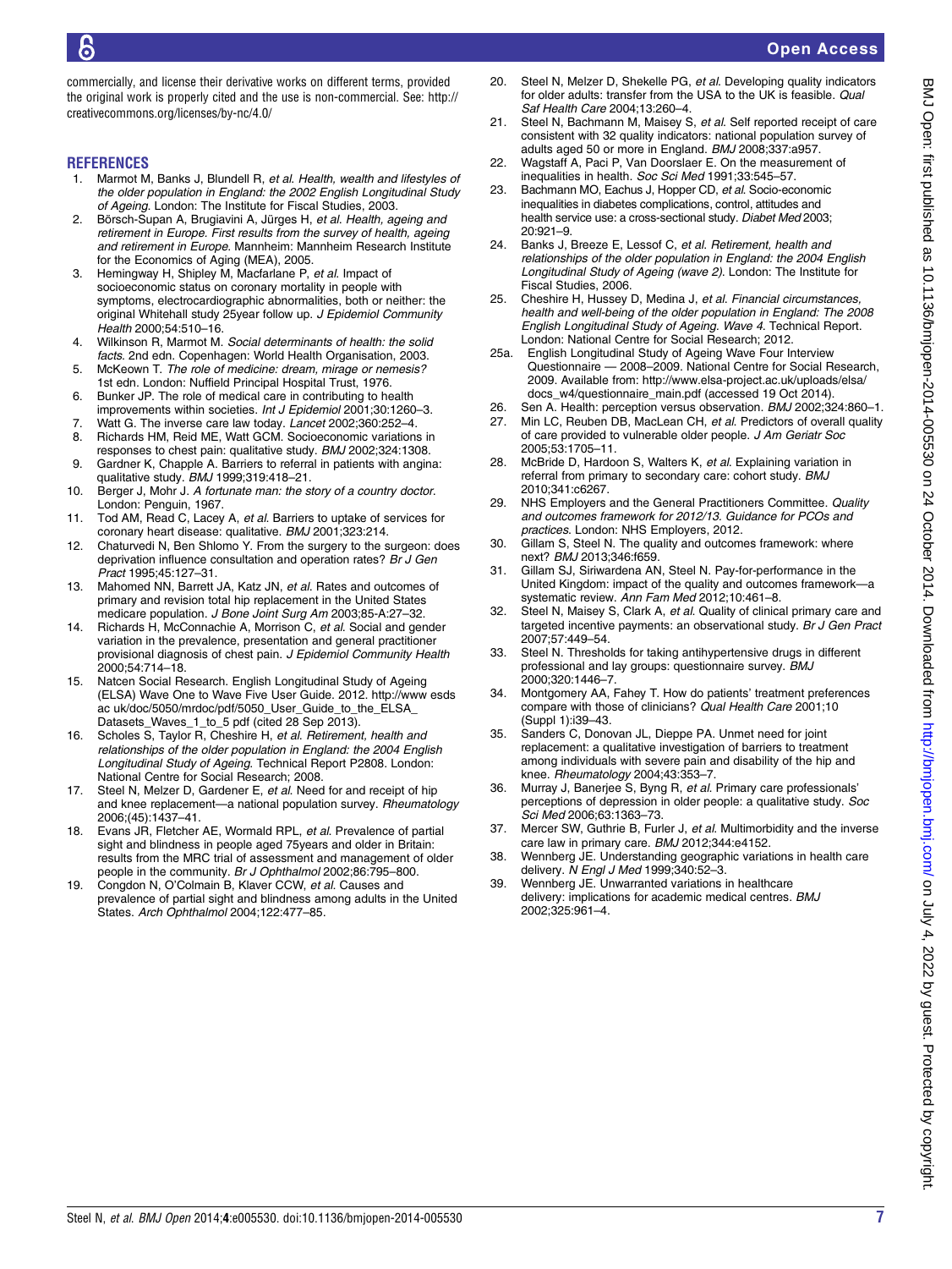commercially, and license their derivative works on different terms, provided the original work is properly cited and the use is non-commercial. See: http://creativecommons.org/licenses/by-nc/4.0/

## REFERENCES

1. Marmot M, Banks J, Blundell R, *et al*. *Health, wealth and lifestyles of the older population in England: the 2002 English Longitudinal Study of Ageing*. London: The Institute for Fiscal Studies, 2003.
2. Börsch-Supan A, Brugiavini A, Jürges H, *et al*. *Health, ageing and retirement in Europe. First results from the survey of health, ageing and retirement in Europe*. Mannheim: Mannheim Research Institute for the Economics of Aging (MEA), 2005.
3. Hemingway H, Shipley M, Macfarlane P, *et al*. Impact of socioeconomic status on coronary mortality in people with symptoms, electrocardiographic abnormalities, both or neither: the original Whitehall study 25year follow up. *J Epidemiol Community Health* 2000;54:510–16.
4. Wilkinson R, Marmot M. *Social determinants of health: the solid facts*. 2nd edn. Copenhagen: World Health Organisation, 2003.
5. McKeown T. *The role of medicine: dream, mirage or nemesis?* 1st edn. London: Nuffield Principal Hospital Trust, 1976.
6. Bunker JP. The role of medical care in contributing to health improvements within societies. *Int J Epidemiol* 2001;30:1260–3.
7. Watt G. The inverse care law today. *Lancet* 2002;360:252–4.
8. Richards HM, Reid ME, Watt GCM. Socioeconomic variations in responses to chest pain: qualitative study. *BMJ* 2002;324:1308.
9. Gardner K, Chapple A. Barriers to referral in patients with angina: qualitative study. *BMJ* 1999;319:418–21.
10. Berger J, Mohr J. *A fortunate man: the story of a country doctor*. London: Penguin, 1967.
11. Tod AM, Read C, Lacey A, *et al*. Barriers to uptake of services for coronary heart disease: qualitative. *BMJ* 2001;323:214.
12. Chaturvedi N, Ben Shlomo Y. From the surgery to the surgeon: does deprivation influence consultation and operation rates? *Br J Gen Pract* 1995;45:127–31.
13. Mahomed NN, Barrett JA, Katz JN, *et al*. Rates and outcomes of primary and revision total hip replacement in the United States medicare population. *J Bone Joint Surg Am* 2003;85-A:27–32.
14. Richards H, McConnachie A, Morrison C, *et al*. Social and gender variation in the prevalence, presentation and general practitioner provisional diagnosis of chest pain. *J Epidemiol Community Health* 2000;54:714–18.
15. Natcen Social Research. English Longitudinal Study of Ageing (ELSA) Wave One to Wave Five User Guide. 2012. http://www esds ac uk/doc/5050/mrdoc/pdf/5050_User_Guide_to_the_ELSA_Datasets_Waves_1_to_5 pdf (cited 28 Sep 2013).
16. Scholes S, Taylor R, Cheshire H, *et al*. *Retirement, health and relationships of the older population in England: the 2004 English Longitudinal Study of Ageing*. Technical Report P2808. London: National Centre for Social Research; 2008.
17. Steel N, Melzer D, Gardener E, *et al*. Need for and receipt of hip and knee replacement—a national population survey. *Rheumatology* 2006;(45):1437–41.
18. Evans JR, Fletcher AE, Wormald RPL, *et al*. Prevalence of partial sight and blindness in people aged 75years and older in Britain: results from the MRC trial of assessment and management of older people in the community. *Br J Ophthalmol* 2002;86:795–800.
19. Congdon N, O'Colmain B, Klaver CCW, *et al*. Causes and prevalence of partial sight and blindness among adults in the United States. *Arch Ophthalmol* 2004;122:477–85.
20. Steel N, Melzer D, Shekelle PG, *et al*. Developing quality indicators for older adults: transfer from the USA to the UK is feasible. *Qual Saf Health Care* 2004;13:260–4.
21. Steel N, Bachmann M, Maisey S, *et al*. Self reported receipt of care consistent with 32 quality indicators: national population survey of adults aged 50 or more in England. *BMJ* 2008;337:a957.
22. Wagstaff A, Paci P, Van Doorslaer E. On the measurement of inequalities in health. *Soc Sci Med* 1991;33:545–57.
23. Bachmann MO, Eachus J, Hopper CD, *et al*. Socio-economic inequalities in diabetes complications, control, attitudes and health service use: a cross-sectional study. *Diabet Med* 2003; 20:921–9.
24. Banks J, Breeze E, Lessof C, *et al*. *Retirement, health and relationships of the older population in England: the 2004 English Longitudinal Study of Ageing (wave 2)*. London: The Institute for Fiscal Studies, 2006.
25. Cheshire H, Hussey D, Medina J, *et al*. *Financial circumstances, health and well-being of the older population in England: The 2008 English Longitudinal Study of Ageing. Wave 4*. Technical Report. London: National Centre for Social Research; 2012.

25a. English Longitudinal Study of Ageing Wave Four Interview Questionnaire — 2008–2009. National Centre for Social Research, 2009. Available from: http://www.elsa-project.ac.uk/uploads/elsa/docs_w4/questionnaire_main.pdf (accessed 19 Oct 2014).

26. Sen A. Health: perception versus observation. *BMJ* 2002;324:860–1.
27. Min LC, Reuben DB, MacLean CH, *et al*. Predictors of overall quality of care provided to vulnerable older people. *J Am Geriatr Soc* 2005;53:1705–11.
28. McBride D, Hardoon S, Walters K, *et al*. Explaining variation in referral from primary to secondary care: cohort study. *BMJ* 2010;341:c6267.
29. NHS Employers and the General Practitioners Committee. *Quality and outcomes framework for 2012/13. Guidance for PCOs and practices*. London: NHS Employers, 2012.
30. Gillam S, Steel N. The quality and outcomes framework: where next? *BMJ* 2013;346:f659.
31. Gillam SJ, Siriwardena AN, Steel N. Pay-for-performance in the United Kingdom: impact of the quality and outcomes framework—a systematic review. *Ann Fam Med* 2012;10:461–8.
32. Steel N, Maisey S, Clark A, *et al*. Quality of clinical primary care and targeted incentive payments: an observational study. *Br J Gen Pract* 2007;57:449–54.
33. Steel N. Thresholds for taking antihypertensive drugs in different professional and lay groups: questionnaire survey. *BMJ* 2000;320:1446–7.
34. Montgomery AA, Fahey T. How do patients' treatment preferences compare with those of clinicians? *Qual Health Care* 2001;10 (Suppl 1):i39–43.
35. Sanders C, Donovan JL, Dieppe PA. Unmet need for joint replacement: a qualitative investigation of barriers to treatment among individuals with severe pain and disability of the hip and knee. *Rheumatology* 2004;43:353–7.
36. Murray J, Banerjee S, Byng R, *et al*. Primary care professionals' perceptions of depression in older people: a qualitative study. *Soc Sci Med* 2006;63:1363–73.
37. Mercer SW, Guthrie B, Furler J, *et al*. Multimorbidity and the inverse care law in primary care. *BMJ* 2012;344:e4152.
38. Wennberg JE. Understanding geographic variations in health care delivery. *N Engl J Med* 1999;340:52–3.
39. Wennberg JE. Unwarranted variations in healthcare delivery: implications for academic medical centres. *BMJ* 2002;325:961–4.